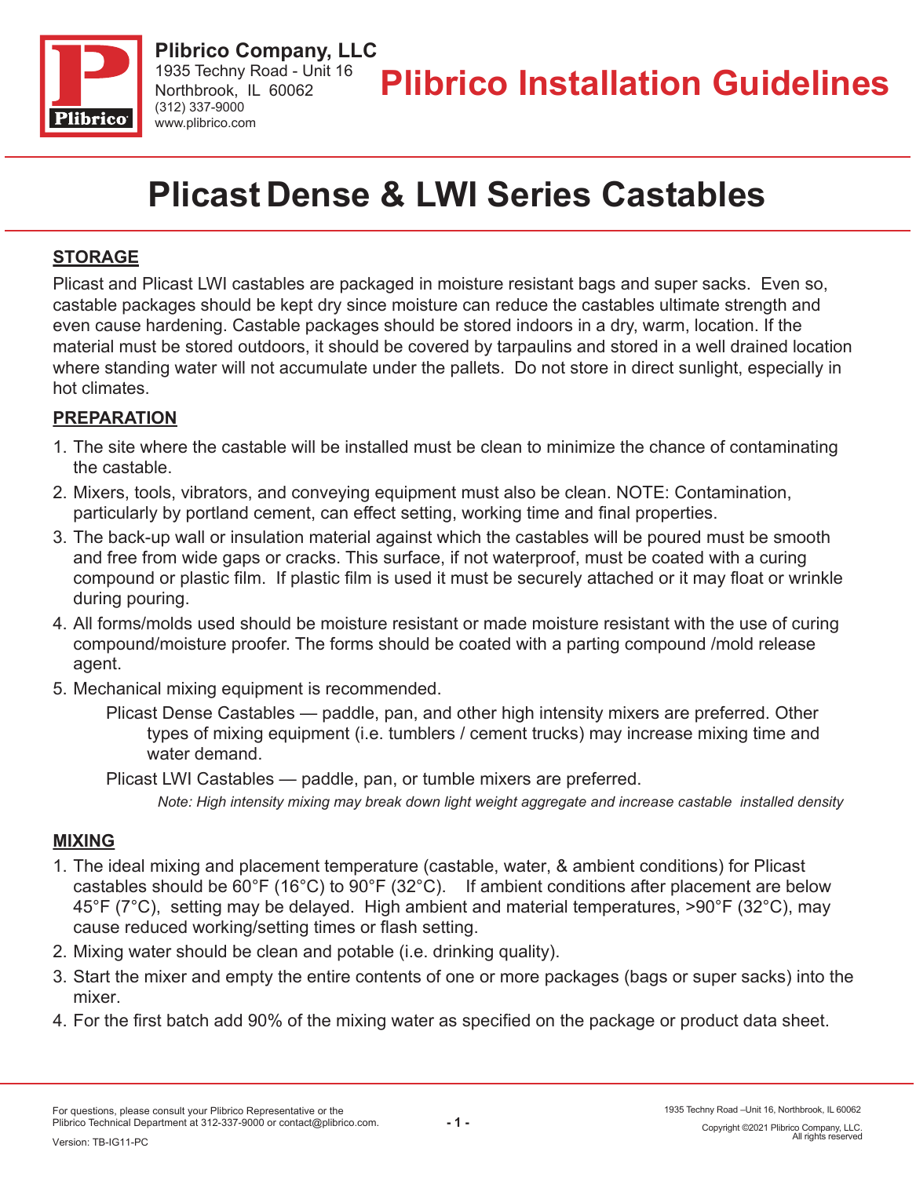**Plibrico Company, LLC**
1935 Techny Road - Unit 16
Northbrook, IL 60062
(312) 337-9000
www.plibrico.com

# Plibrico Installation Guidelines

# Plicast Dense & LWI Series Castables

## STORAGE

Plicast and Plicast LWI castables are packaged in moisture resistant bags and super sacks. Even so, castable packages should be kept dry since moisture can reduce the castables ultimate strength and even cause hardening. Castable packages should be stored indoors in a dry, warm, location. If the material must be stored outdoors, it should be covered by tarpaulins and stored in a well drained location where standing water will not accumulate under the pallets. Do not store in direct sunlight, especially in hot climates.

## PREPARATION

1. The site where the castable will be installed must be clean to minimize the chance of contaminating the castable.
2. Mixers, tools, vibrators, and conveying equipment must also be clean. NOTE: Contamination, particularly by portland cement, can effect setting, working time and final properties.
3. The back-up wall or insulation material against which the castables will be poured must be smooth and free from wide gaps or cracks. This surface, if not waterproof, must be coated with a curing compound or plastic film. If plastic film is used it must be securely attached or it may float or wrinkle during pouring.
4. All forms/molds used should be moisture resistant or made moisture resistant with the use of curing compound/moisture proofer. The forms should be coated with a parting compound /mold release agent.
5. Mechanical mixing equipment is recommended.

   Plicast Dense Castables — paddle, pan, and other high intensity mixers are preferred. Other types of mixing equipment (i.e. tumblers / cement trucks) may increase mixing time and water demand.

   Plicast LWI Castables — paddle, pan, or tumble mixers are preferred.

   *Note: High intensity mixing may break down light weight aggregate and increase castable installed density*

## MIXING

1. The ideal mixing and placement temperature (castable, water, & ambient conditions) for Plicast castables should be 60°F (16°C) to 90°F (32°C). If ambient conditions after placement are below 45°F (7°C), setting may be delayed. High ambient and material temperatures, >90°F (32°C), may cause reduced working/setting times or flash setting.
2. Mixing water should be clean and potable (i.e. drinking quality).
3. Start the mixer and empty the entire contents of one or more packages (bags or super sacks) into the mixer.
4. For the first batch add 90% of the mixing water as specified on the package or product data sheet.

For questions, please consult your Plibrico Representative or the Plibrico Technical Department at 312-337-9000 or contact@plibrico.com.

Version: TB-IG11-PC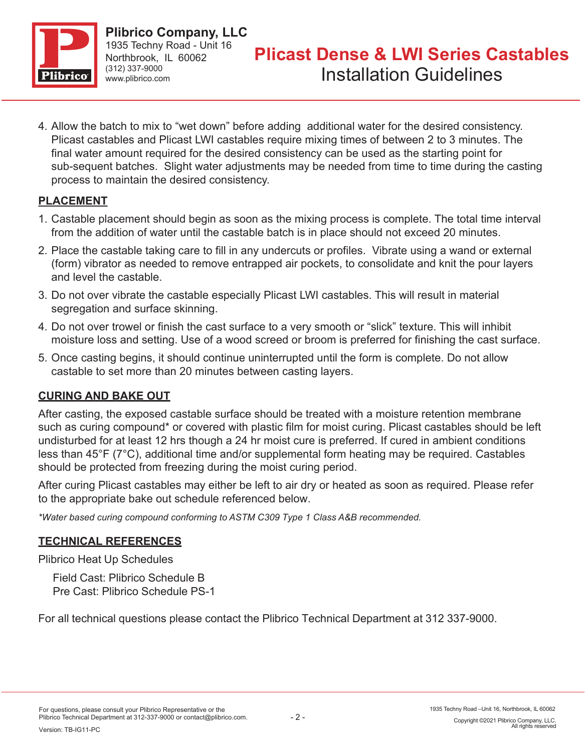4. Allow the batch to mix to "wet down" before adding additional water for the desired consistency. Plicast castables and Plicast LWI castables require mixing times of between 2 to 3 minutes. The final water amount required for the desired consistency can be used as the starting point for sub-sequent batches. Slight water adjustments may be needed from time to time during the casting process to maintain the desired consistency.

## PLACEMENT

1. Castable placement should begin as soon as the mixing process is complete. The total time interval from the addition of water until the castable batch is in place should not exceed 20 minutes.
2. Place the castable taking care to fill in any undercuts or profiles. Vibrate using a wand or external (form) vibrator as needed to remove entrapped air pockets, to consolidate and knit the pour layers and level the castable.
3. Do not over vibrate the castable especially Plicast LWI castables. This will result in material segregation and surface skinning.
4. Do not over trowel or finish the cast surface to a very smooth or "slick" texture. This will inhibit moisture loss and setting. Use of a wood screed or broom is preferred for finishing the cast surface.
5. Once casting begins, it should continue uninterrupted until the form is complete. Do not allow castable to set more than 20 minutes between casting layers.

## CURING AND BAKE OUT

After casting, the exposed castable surface should be treated with a moisture retention membrane such as curing compound* or covered with plastic film for moist curing. Plicast castables should be left undisturbed for at least 12 hrs though a 24 hr moist cure is preferred. If cured in ambient conditions less than 45°F (7°C), additional time and/or supplemental form heating may be required. Castables should be protected from freezing during the moist curing period.

After curing Plicast castables may either be left to air dry or heated as soon as required. Please refer to the appropriate bake out schedule referenced below.

*\*Water based curing compound conforming to ASTM C309 Type 1 Class A&B recommended.*

## TECHNICAL REFERENCES

Plibrico Heat Up Schedules

Field Cast: Plibrico Schedule B
Pre Cast: Plibrico Schedule PS-1

For all technical questions please contact the Plibrico Technical Department at 312 337-9000.